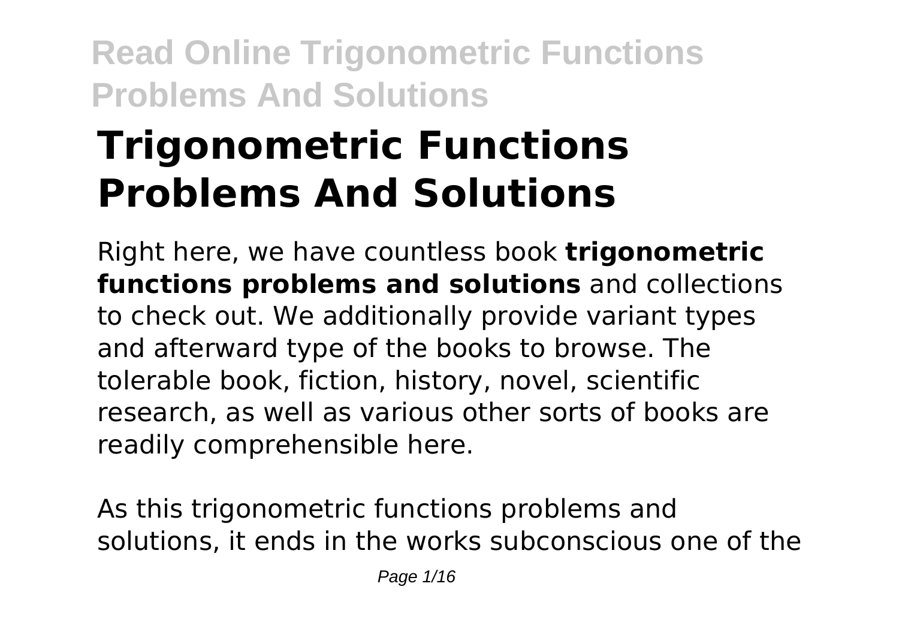# Trigonometric Functions Problems And Solutions

Right here, we have countless book **trigonometric functions problems and solutions** and collections to check out. We additionally provide variant types and afterward type of the books to browse. The tolerable book, fiction, history, novel, scientific research, as well as various other sorts of books are readily comprehensible here.

As this trigonometric functions problems and solutions, it ends in the works subconscious one of the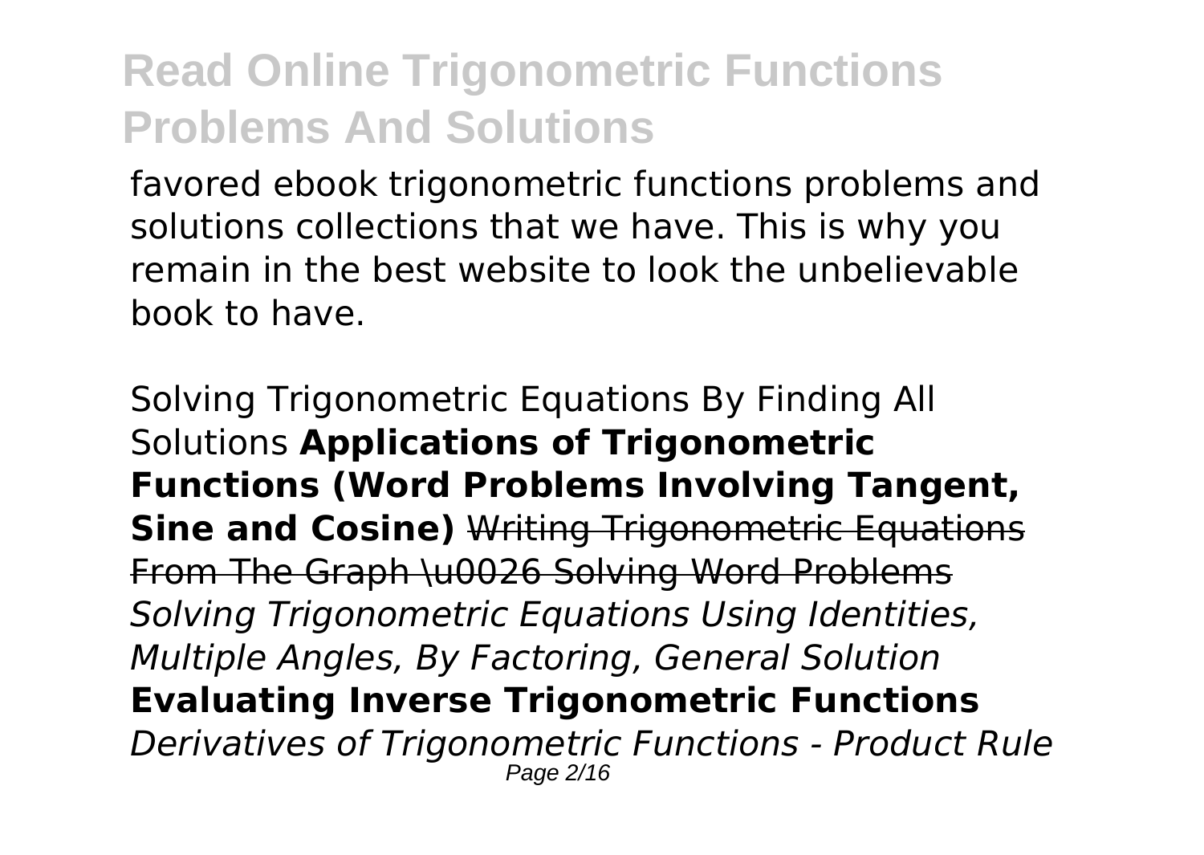favored ebook trigonometric functions problems and solutions collections that we have. This is why you remain in the best website to look the unbelievable book to have.

Solving Trigonometric Equations By Finding All Solutions **Applications of Trigonometric Functions (Word Problems Involving Tangent, Sine and Cosine)** ~~Writing Trigonometric Equations From The Graph \u0026 Solving Word Problems~~ *Solving Trigonometric Equations Using Identities, Multiple Angles, By Factoring, General Solution* **Evaluating Inverse Trigonometric Functions** *Derivatives of Trigonometric Functions - Product Rule*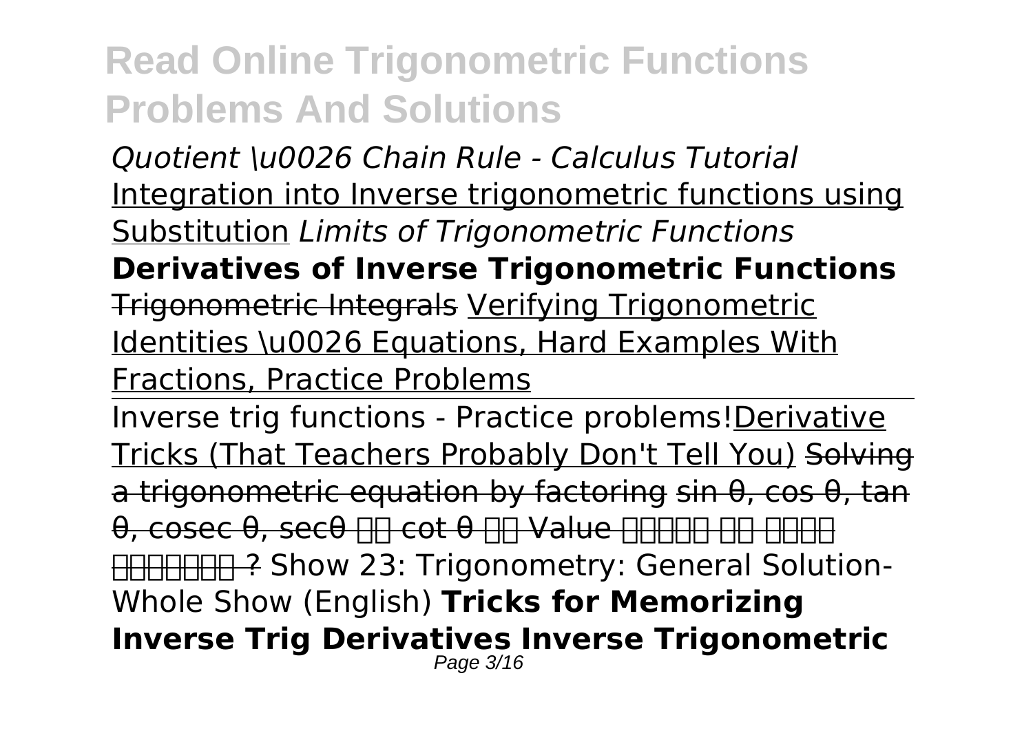*Quotient \u0026 Chain Rule - Calculus Tutorial* Integration into Inverse trigonometric functions using Substitution *Limits of Trigonometric Functions* **Derivatives of Inverse Trigonometric Functions** ~~Trigonometric Integrals~~ Verifying Trigonometric Identities \u0026 Equations, Hard Examples With Fractions, Practice Problems

Inverse trig functions - Practice problems! Derivative Tricks (That Teachers Probably Don't Tell You) ~~Solving a trigonometric equation by factoring sin θ, cos θ, tan θ, cosec θ, secθ □□ cot θ □□ Value □□□□□ □□ □□□□ □□□□□□□ ?~~ Show 23: Trigonometry: General Solution-Whole Show (English) **Tricks for Memorizing Inverse Trig Derivatives Inverse Trigonometric**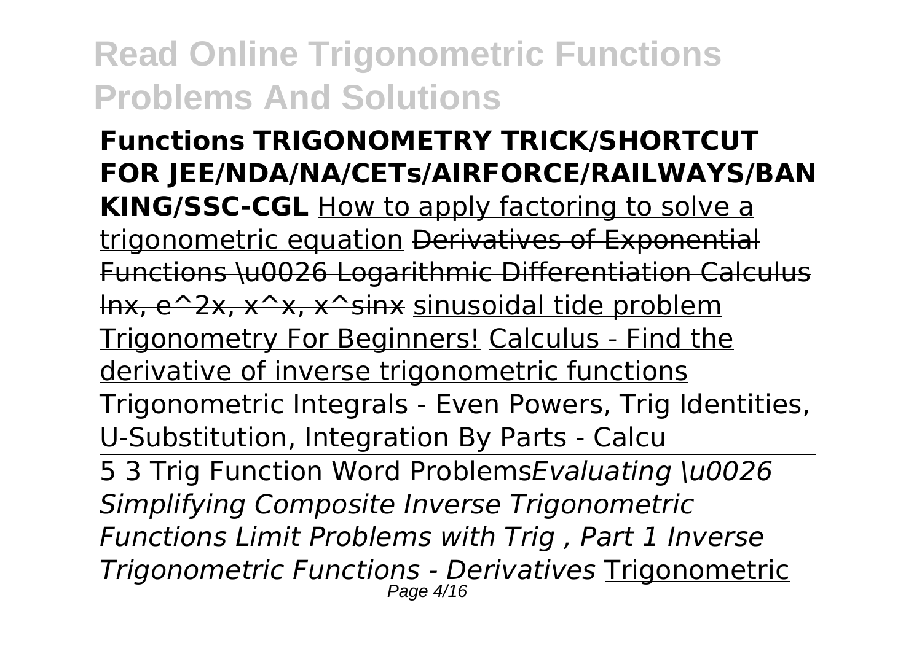**Functions TRIGONOMETRY TRICK/SHORTCUT FOR JEE/NDA/NA/CETs/AIRFORCE/RAILWAYS/BANKING/SSC-CGL** How to apply factoring to solve a trigonometric equation ~~Derivatives of Exponential Functions \u0026 Logarithmic Differentiation Calculus lnx, e^2x, x^x, x^sinx~~ sinusoidal tide problem Trigonometry For Beginners! Calculus - Find the derivative of inverse trigonometric functions Trigonometric Integrals - Even Powers, Trig Identities, U-Substitution, Integration By Parts - Calcu

5 3 Trig Function Word Problems*Evaluating \u0026 Simplifying Composite Inverse Trigonometric Functions Limit Problems with Trig , Part 1 Inverse Trigonometric Functions - Derivatives* Trigonometric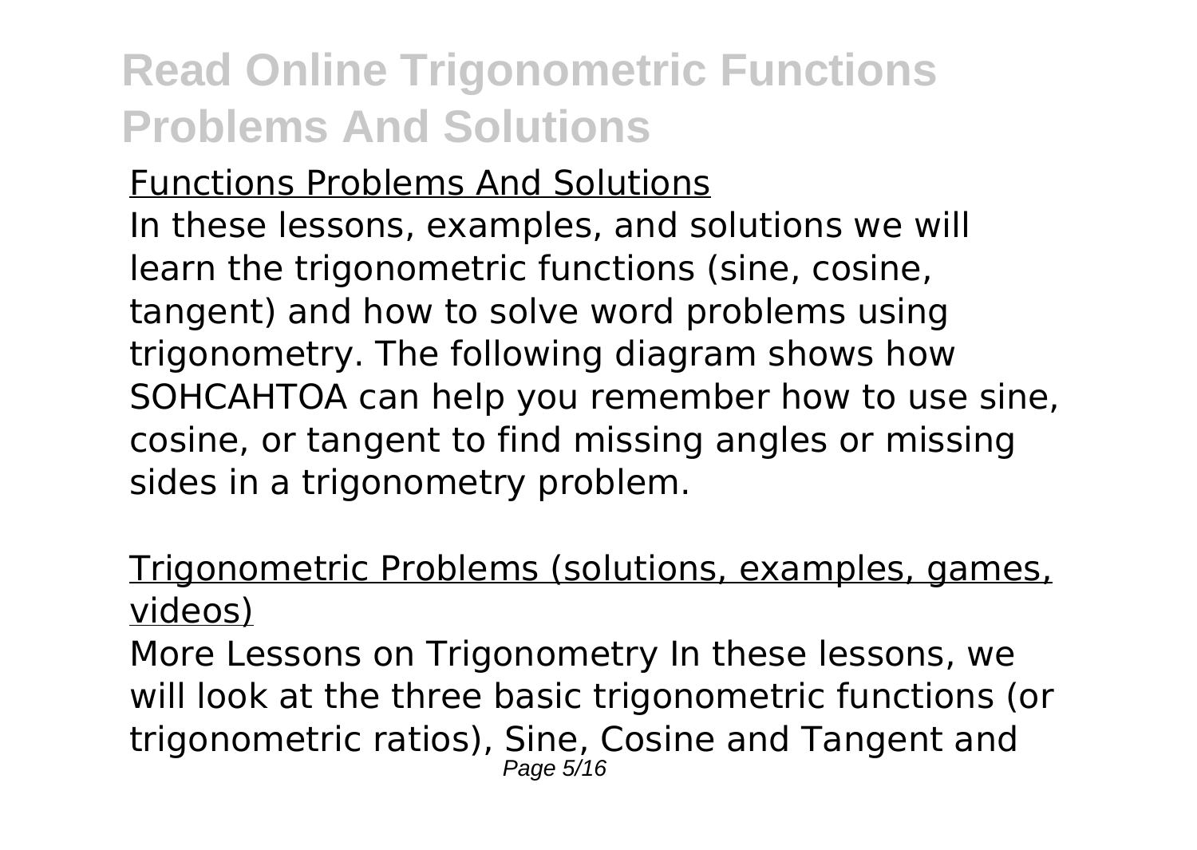## Functions Problems And Solutions

In these lessons, examples, and solutions we will learn the trigonometric functions (sine, cosine, tangent) and how to solve word problems using trigonometry. The following diagram shows how SOHCAHTOA can help you remember how to use sine, cosine, or tangent to find missing angles or missing sides in a trigonometry problem.

## Trigonometric Problems (solutions, examples, games, videos)

More Lessons on Trigonometry In these lessons, we will look at the three basic trigonometric functions (or trigonometric ratios), Sine, Cosine and Tangent and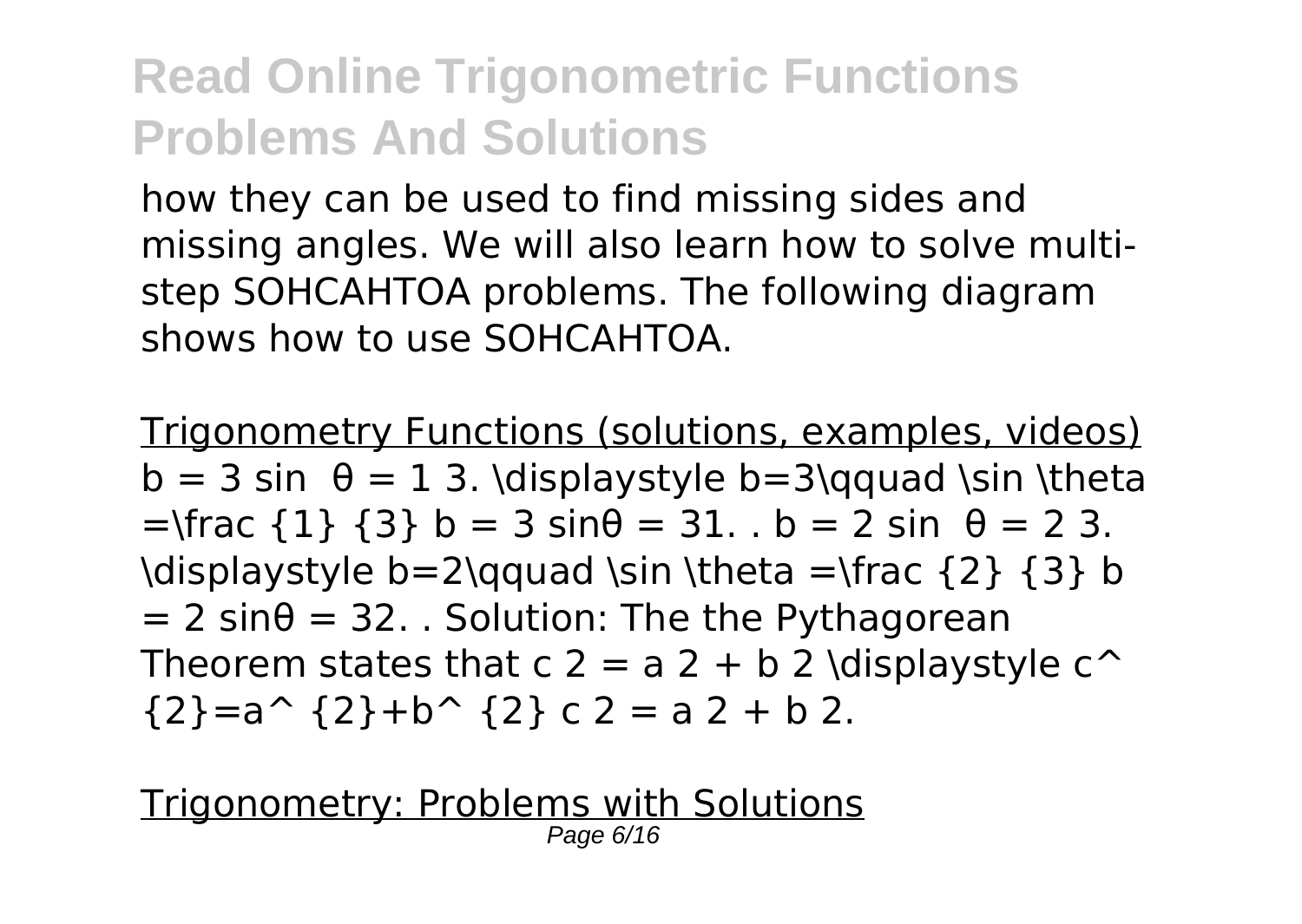how they can be used to find missing sides and missing angles. We will also learn how to solve multi-step SOHCAHTOA problems. The following diagram shows how to use SOHCAHTOA.

Trigonometry Functions (solutions, examples, videos)
b = 3 sin θ = 1 3. \displaystyle b=3\qquad \sin \theta =\frac {1} {3} b = 3 sinθ = 31. . b = 2 sin θ = 2 3. \displaystyle b=2\qquad \sin \theta =\frac {2} {3} b = 2 sinθ = 32. . Solution: The the Pythagorean Theorem states that c 2 = a 2 + b 2 \displaystyle c^ {2}=a^ {2}+b^ {2} c 2 = a 2 + b 2.

Trigonometry: Problems with Solutions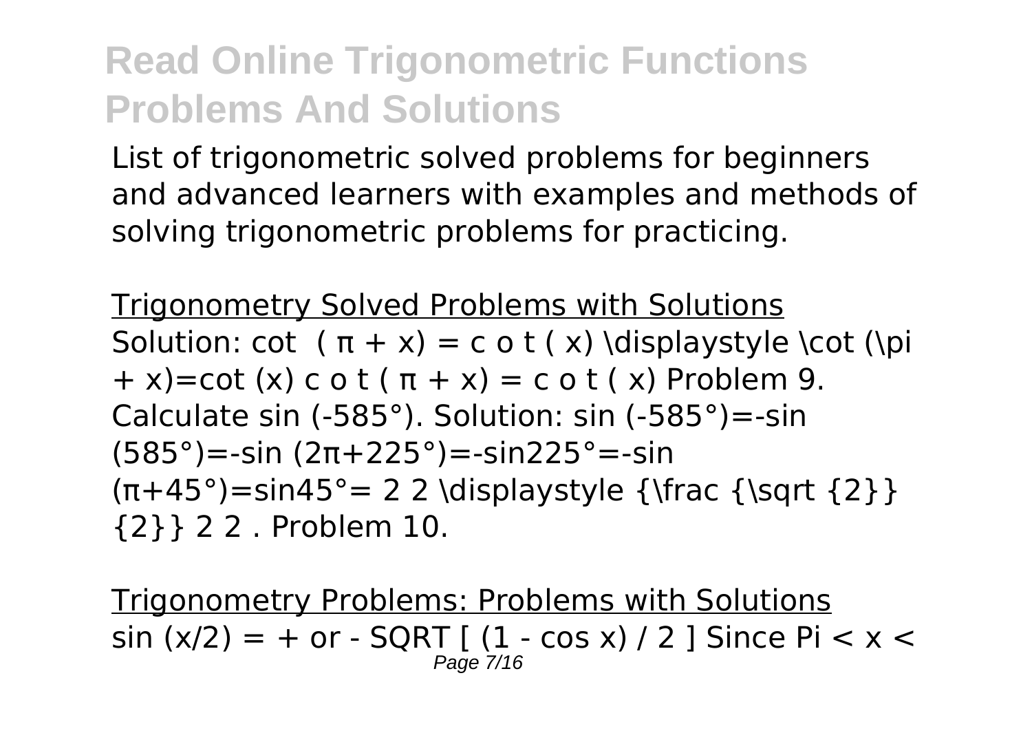# Read Online Trigonometric Functions Problems And Solutions

List of trigonometric solved problems for beginners and advanced learners with examples and methods of solving trigonometric problems for practicing.

Trigonometry Solved Problems with Solutions

Solution: cot $(\pi + x) = \cot(x)$ \displaystyle \cot (\pi + x)=cot (x) $\cot(\pi + x) = \cot(x)$ Problem 9. Calculate sin (-585°). Solution: sin (-585°)=-sin (585°)=-sin (2π+225°)=-sin225°=-sin (π+45°)=sin45°= 2 2 \displaystyle {\frac {\sqrt {2}} {2}} 2 2 . Problem 10.

Trigonometry Problems: Problems with Solutions

sin (x/2) = + or - SQRT [ (1 - cos x) / 2 ] Since Pi < x <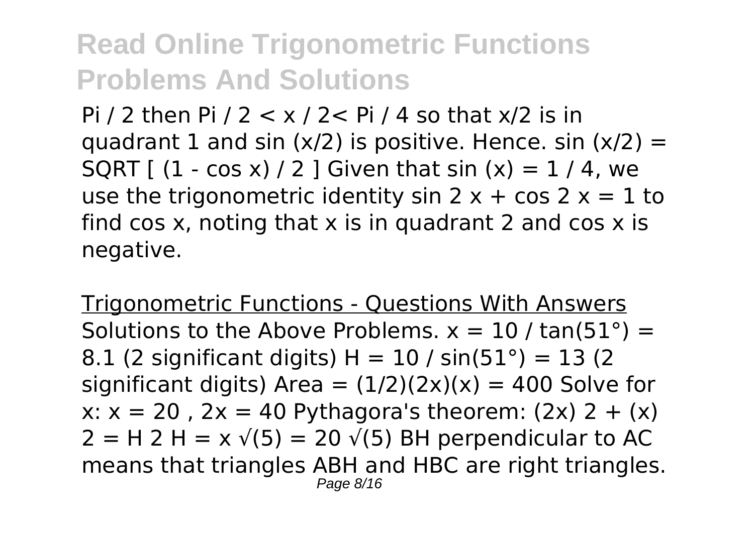# Read Online Trigonometric Functions Problems And Solutions

Pi / 2 then Pi / 2 < x / 2< Pi / 4 so that x/2 is in quadrant 1 and sin (x/2) is positive. Hence. sin (x/2) = SQRT [ (1 - cos x) / 2 ] Given that sin (x) = 1 / 4, we use the trigonometric identity sin 2 x + cos 2 x = 1 to find cos x, noting that x is in quadrant 2 and cos x is negative.

Trigonometric Functions - Questions With Answers

Solutions to the Above Problems. $x = 10 / \tan(51°) = 8.1$ (2 significant digits) $H = 10 / \sin(51°) = 13$ (2 significant digits) Area $= (1/2)(2x)(x) = 400$ Solve for x: $x = 20$ , $2x = 40$ Pythagora's theorem: $(2x) 2 + (x) 2 = H 2$ $H = x \sqrt{5} = 20 \sqrt{5}$ BH perpendicular to AC means that triangles ABH and HBC are right triangles.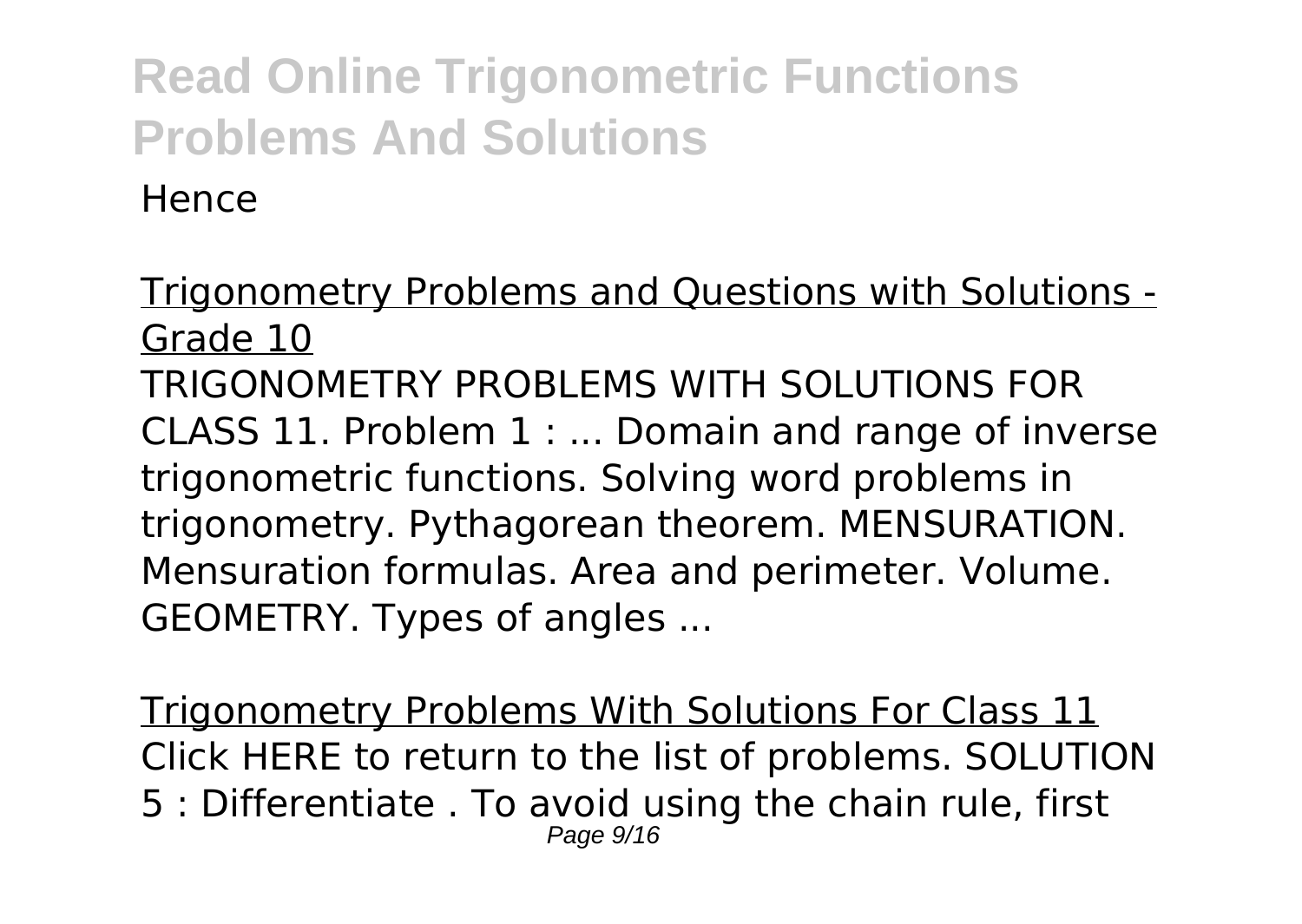Hence

Trigonometry Problems and Questions with Solutions - Grade 10

TRIGONOMETRY PROBLEMS WITH SOLUTIONS FOR CLASS 11. Problem 1 : ... Domain and range of inverse trigonometric functions. Solving word problems in trigonometry. Pythagorean theorem. MENSURATION. Mensuration formulas. Area and perimeter. Volume. GEOMETRY. Types of angles ...

Trigonometry Problems With Solutions For Class 11

Click HERE to return to the list of problems. SOLUTION 5 : Differentiate . To avoid using the chain rule, first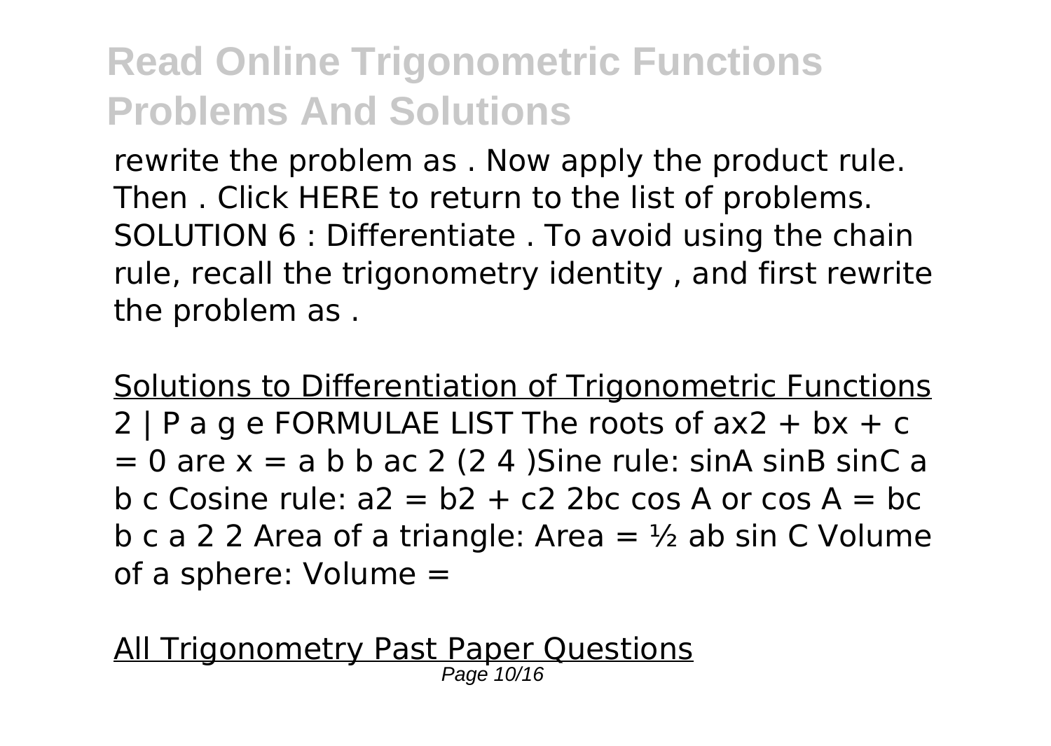rewrite the problem as . Now apply the product rule. Then . Click HERE to return to the list of problems. SOLUTION 6 : Differentiate . To avoid using the chain rule, recall the trigonometry identity , and first rewrite the problem as .

Solutions to Differentiation of Trigonometric Functions
2 | P a g e FORMULAE LIST The roots of ax2 + bx + c = 0 are x = a b b ac 2 (2 4 )Sine rule: sinA sinB sinC a b c Cosine rule: a2 = b2 + c2 2bc cos A or cos A = bc b c a 2 2 Area of a triangle: Area = ½ ab sin C Volume of a sphere: Volume =

All Trigonometry Past Paper Questions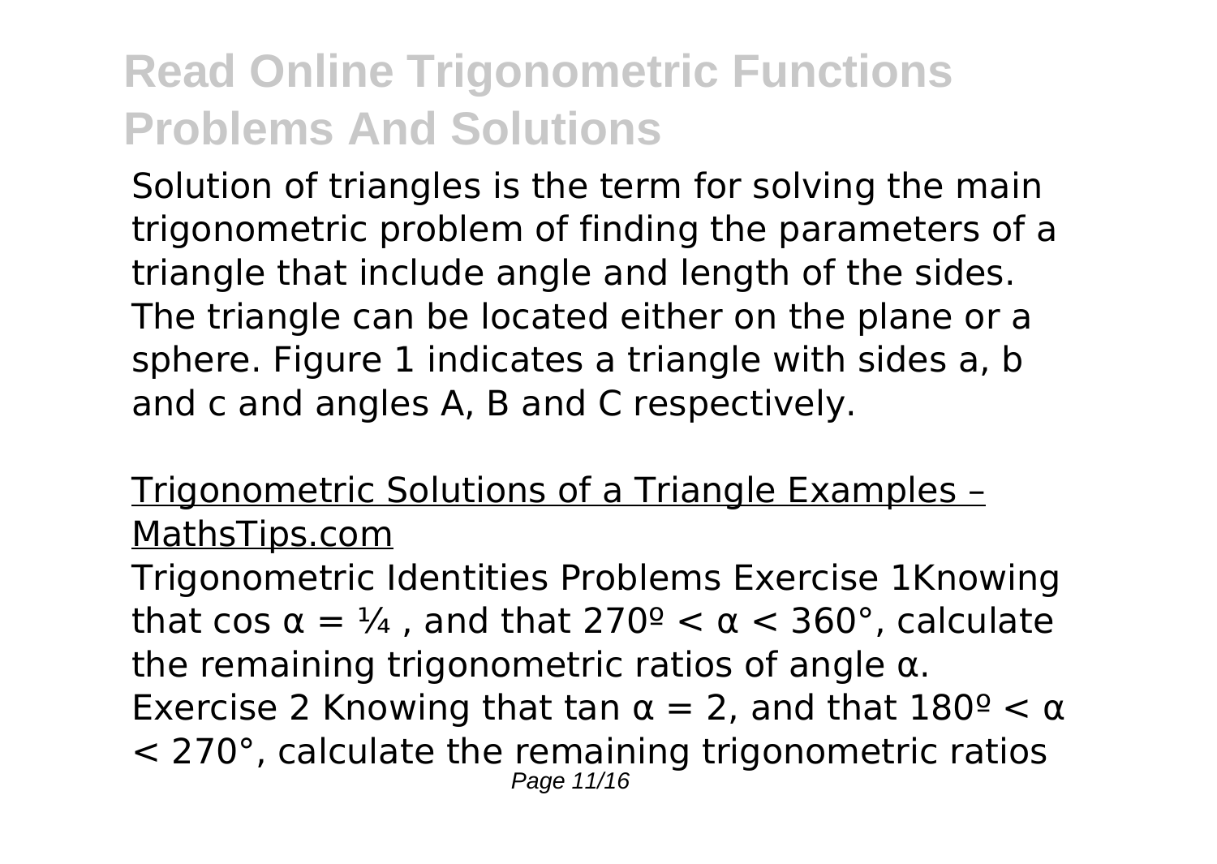# Read Online Trigonometric Functions Problems And Solutions

Solution of triangles is the term for solving the main trigonometric problem of finding the parameters of a triangle that include angle and length of the sides. The triangle can be located either on the plane or a sphere. Figure 1 indicates a triangle with sides a, b and c and angles A, B and C respectively.

Trigonometric Solutions of a Triangle Examples – MathsTips.com

Trigonometric Identities Problems Exercise 1Knowing that $\cos \alpha = \frac{1}{4}$ , and that $270º < \alpha < 360°$, calculate the remaining trigonometric ratios of angle $\alpha$. Exercise 2 Knowing that $\tan \alpha = 2$, and that $180º < \alpha < 270°$, calculate the remaining trigonometric ratios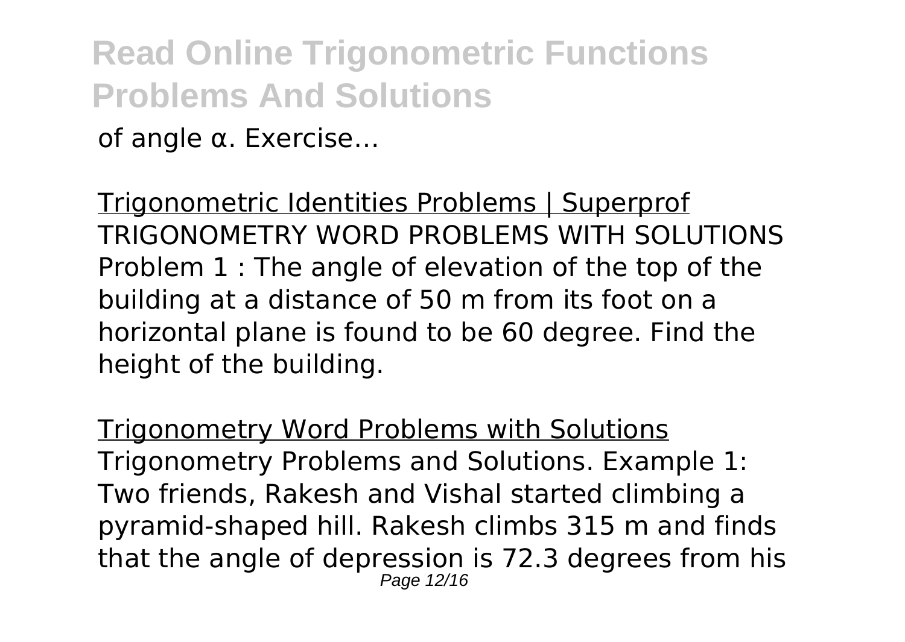of angle α. Exercise…

Trigonometric Identities Problems | Superprof
TRIGONOMETRY WORD PROBLEMS WITH SOLUTIONS Problem 1 : The angle of elevation of the top of the building at a distance of 50 m from its foot on a horizontal plane is found to be 60 degree. Find the height of the building.

Trigonometry Word Problems with Solutions
Trigonometry Problems and Solutions. Example 1: Two friends, Rakesh and Vishal started climbing a pyramid-shaped hill. Rakesh climbs 315 m and finds that the angle of depression is 72.3 degrees from his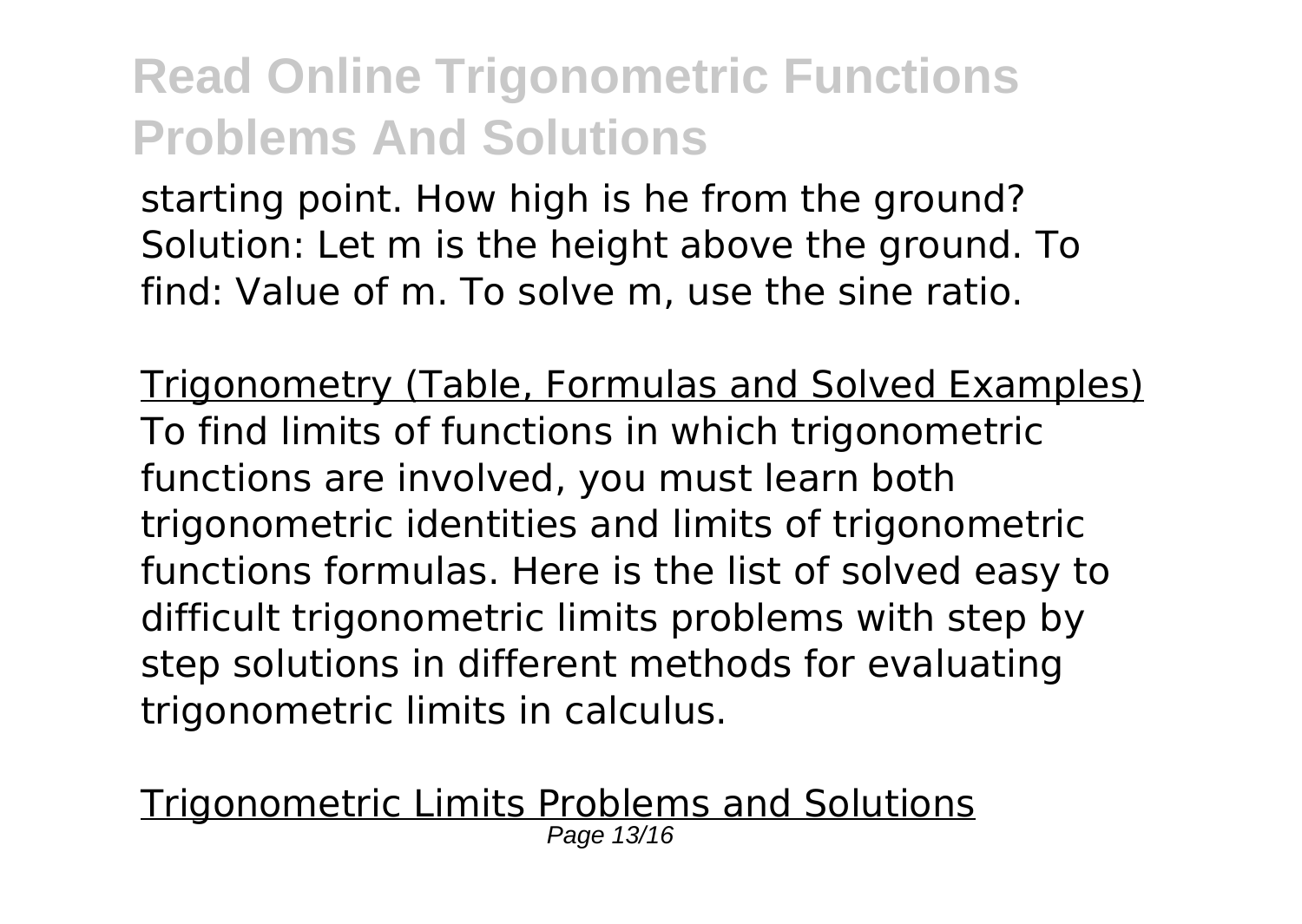starting point. How high is he from the ground? Solution: Let m is the height above the ground. To find: Value of m. To solve m, use the sine ratio.

Trigonometry (Table, Formulas and Solved Examples)
To find limits of functions in which trigonometric functions are involved, you must learn both trigonometric identities and limits of trigonometric functions formulas. Here is the list of solved easy to difficult trigonometric limits problems with step by step solutions in different methods for evaluating trigonometric limits in calculus.

Trigonometric Limits Problems and Solutions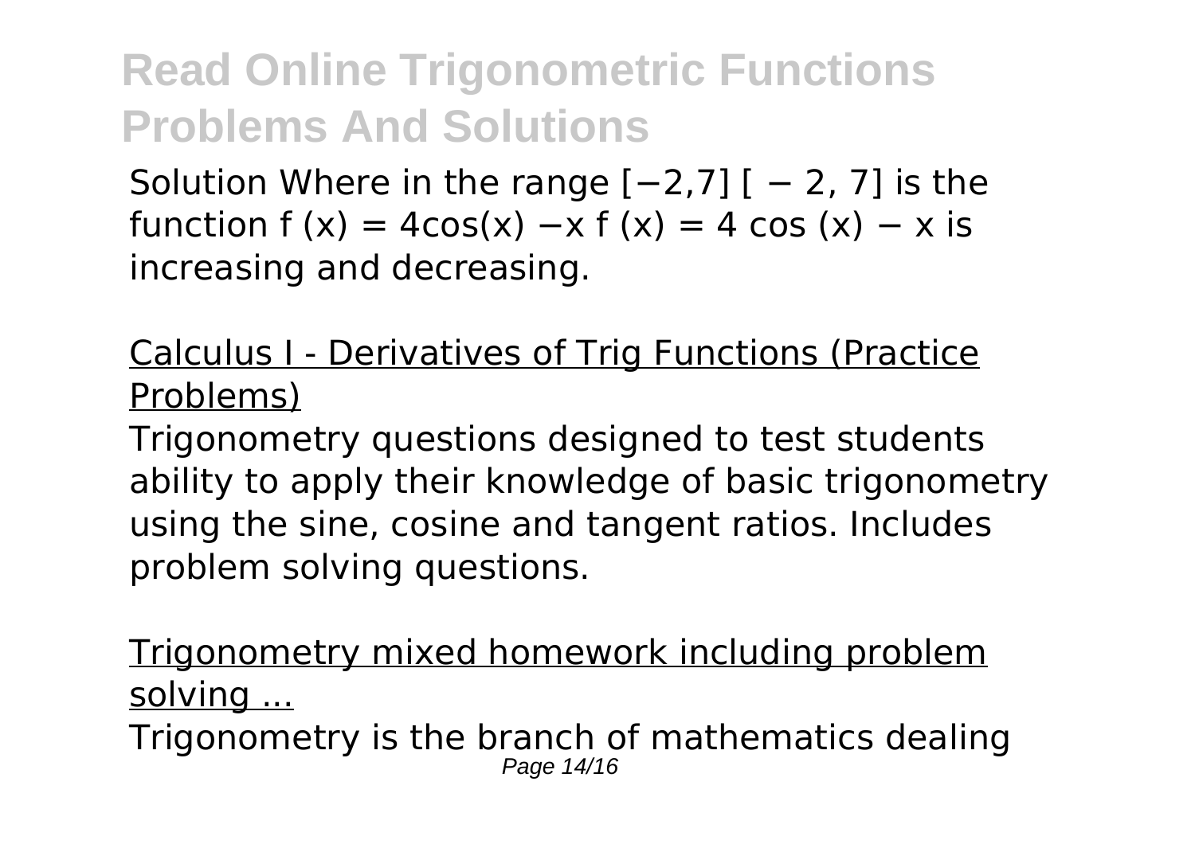Solution Where in the range $[-2,7]$ $[-2, 7]$ is the function $f(x) = 4\cos(x) - x$ $f(x) = 4\cos(x) - x$ is increasing and decreasing.

Calculus I - Derivatives of Trig Functions (Practice Problems)

Trigonometry questions designed to test students ability to apply their knowledge of basic trigonometry using the sine, cosine and tangent ratios. Includes problem solving questions.

Trigonometry mixed homework including problem solving ...

Trigonometry is the branch of mathematics dealing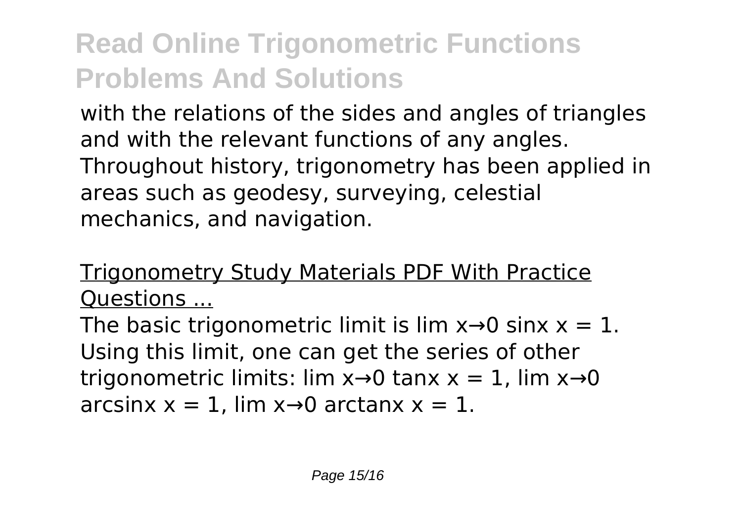with the relations of the sides and angles of triangles and with the relevant functions of any angles. Throughout history, trigonometry has been applied in areas such as geodesy, surveying, celestial mechanics, and navigation.

Trigonometry Study Materials PDF With Practice Questions ...

The basic trigonometric limit is $\lim_{x \to 0} \frac{\sin x}{x} = 1$. Using this limit, one can get the series of other trigonometric limits: $\lim_{x \to 0} \frac{\tan x}{x} = 1$, $\lim_{x \to 0} \frac{\arcsin x}{x} = 1$, $\lim_{x \to 0} \frac{\arctan x}{x} = 1$.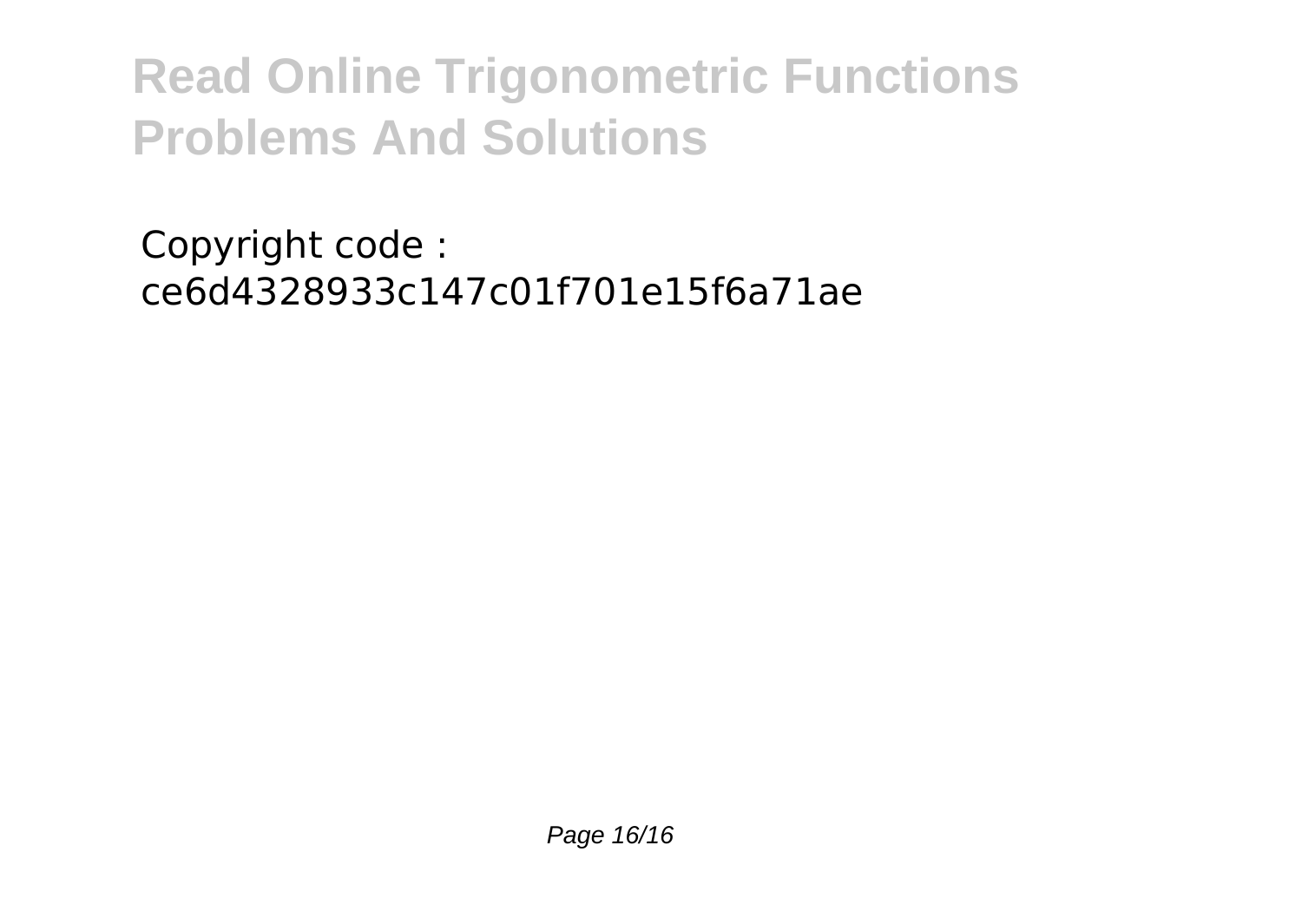Copyright code : ce6d4328933c147c01f701e15f6a71ae